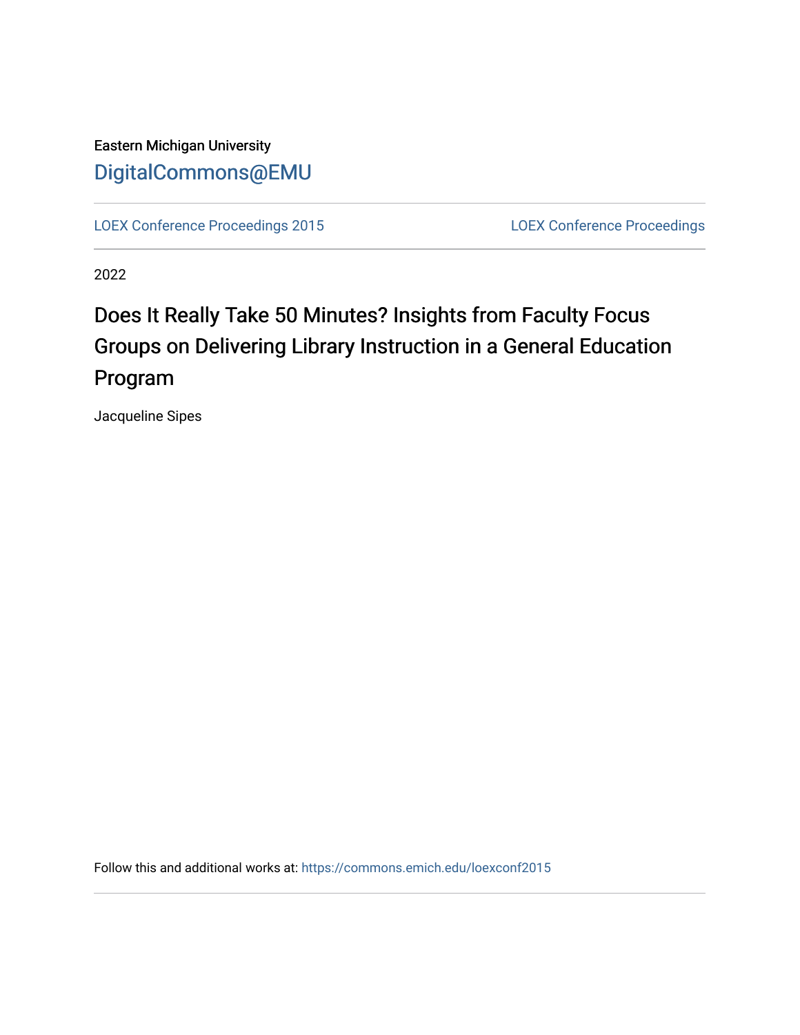Eastern Michigan University

DigitalCommons@EMU

LOEX Conference Proceedings 2015 | LOEX Conference Proceedings

2022

# Does It Really Take 50 Minutes? Insights from Faculty Focus Groups on Delivering Library Instruction in a General Education Program

Jacqueline Sipes

Follow this and additional works at: https://commons.emich.edu/loexconf2015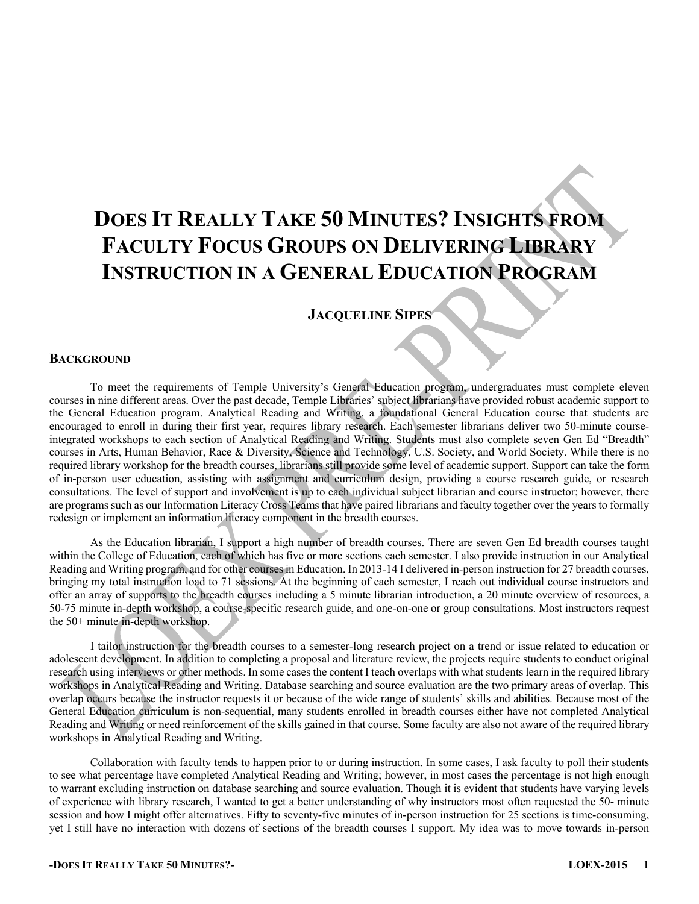# DOES IT REALLY TAKE 50 MINUTES? INSIGHTS FROM FACULTY FOCUS GROUPS ON DELIVERING LIBRARY INSTRUCTION IN A GENERAL EDUCATION PROGRAM

**JACQUELINE SIPES**

## BACKGROUND

To meet the requirements of Temple University's General Education program, undergraduates must complete eleven courses in nine different areas. Over the past decade, Temple Libraries' subject librarians have provided robust academic support to the General Education program. Analytical Reading and Writing, a foundational General Education course that students are encouraged to enroll in during their first year, requires library research. Each semester librarians deliver two 50-minute course-integrated workshops to each section of Analytical Reading and Writing. Students must also complete seven Gen Ed "Breadth" courses in Arts, Human Behavior, Race & Diversity, Science and Technology, U.S. Society, and World Society. While there is no required library workshop for the breadth courses, librarians still provide some level of academic support. Support can take the form of in-person user education, assisting with assignment and curriculum design, providing a course research guide, or research consultations. The level of support and involvement is up to each individual subject librarian and course instructor; however, there are programs such as our Information Literacy Cross Teams that have paired librarians and faculty together over the years to formally redesign or implement an information literacy component in the breadth courses.

As the Education librarian, I support a high number of breadth courses. There are seven Gen Ed breadth courses taught within the College of Education, each of which has five or more sections each semester. I also provide instruction in our Analytical Reading and Writing program, and for other courses in Education. In 2013-14 I delivered in-person instruction for 27 breadth courses, bringing my total instruction load to 71 sessions. At the beginning of each semester, I reach out individual course instructors and offer an array of supports to the breadth courses including a 5 minute librarian introduction, a 20 minute overview of resources, a 50-75 minute in-depth workshop, a course-specific research guide, and one-on-one or group consultations. Most instructors request the 50+ minute in-depth workshop.

I tailor instruction for the breadth courses to a semester-long research project on a trend or issue related to education or adolescent development. In addition to completing a proposal and literature review, the projects require students to conduct original research using interviews or other methods. In some cases the content I teach overlaps with what students learn in the required library workshops in Analytical Reading and Writing. Database searching and source evaluation are the two primary areas of overlap. This overlap occurs because the instructor requests it or because of the wide range of students' skills and abilities. Because most of the General Education curriculum is non-sequential, many students enrolled in breadth courses either have not completed Analytical Reading and Writing or need reinforcement of the skills gained in that course. Some faculty are also not aware of the required library workshops in Analytical Reading and Writing.

Collaboration with faculty tends to happen prior to or during instruction. In some cases, I ask faculty to poll their students to see what percentage have completed Analytical Reading and Writing; however, in most cases the percentage is not high enough to warrant excluding instruction on database searching and source evaluation. Though it is evident that students have varying levels of experience with library research, I wanted to get a better understanding of why instructors most often requested the 50- minute session and how I might offer alternatives. Fifty to seventy-five minutes of in-person instruction for 25 sections is time-consuming, yet I still have no interaction with dozens of sections of the breadth courses I support. My idea was to move towards in-person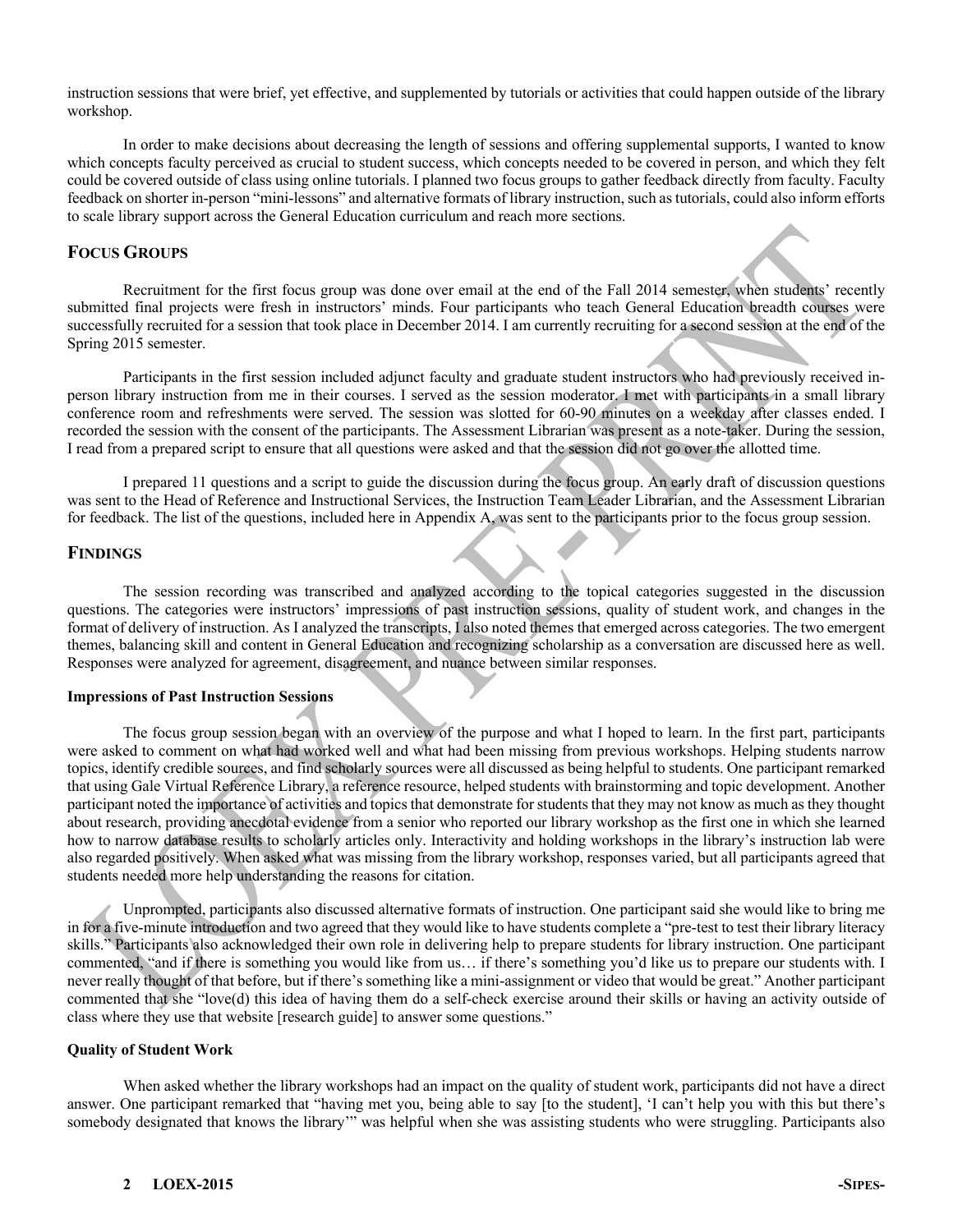instruction sessions that were brief, yet effective, and supplemented by tutorials or activities that could happen outside of the library workshop.

In order to make decisions about decreasing the length of sessions and offering supplemental supports, I wanted to know which concepts faculty perceived as crucial to student success, which concepts needed to be covered in person, and which they felt could be covered outside of class using online tutorials. I planned two focus groups to gather feedback directly from faculty. Faculty feedback on shorter in-person "mini-lessons" and alternative formats of library instruction, such as tutorials, could also inform efforts to scale library support across the General Education curriculum and reach more sections.

## Focus Groups

Recruitment for the first focus group was done over email at the end of the Fall 2014 semester, when students' recently submitted final projects were fresh in instructors' minds. Four participants who teach General Education breadth courses were successfully recruited for a session that took place in December 2014. I am currently recruiting for a second session at the end of the Spring 2015 semester.

Participants in the first session included adjunct faculty and graduate student instructors who had previously received in-person library instruction from me in their courses. I served as the session moderator. I met with participants in a small library conference room and refreshments were served. The session was slotted for 60-90 minutes on a weekday after classes ended. I recorded the session with the consent of the participants. The Assessment Librarian was present as a note-taker. During the session, I read from a prepared script to ensure that all questions were asked and that the session did not go over the allotted time.

I prepared 11 questions and a script to guide the discussion during the focus group. An early draft of discussion questions was sent to the Head of Reference and Instructional Services, the Instruction Team Leader Librarian, and the Assessment Librarian for feedback. The list of the questions, included here in Appendix A, was sent to the participants prior to the focus group session.

## Findings

The session recording was transcribed and analyzed according to the topical categories suggested in the discussion questions. The categories were instructors' impressions of past instruction sessions, quality of student work, and changes in the format of delivery of instruction. As I analyzed the transcripts, I also noted themes that emerged across categories. The two emergent themes, balancing skill and content in General Education and recognizing scholarship as a conversation are discussed here as well. Responses were analyzed for agreement, disagreement, and nuance between similar responses.

### Impressions of Past Instruction Sessions

The focus group session began with an overview of the purpose and what I hoped to learn. In the first part, participants were asked to comment on what had worked well and what had been missing from previous workshops. Helping students narrow topics, identify credible sources, and find scholarly sources were all discussed as being helpful to students. One participant remarked that using Gale Virtual Reference Library, a reference resource, helped students with brainstorming and topic development. Another participant noted the importance of activities and topics that demonstrate for students that they may not know as much as they thought about research, providing anecdotal evidence from a senior who reported our library workshop as the first one in which she learned how to narrow database results to scholarly articles only. Interactivity and holding workshops in the library's instruction lab were also regarded positively. When asked what was missing from the library workshop, responses varied, but all participants agreed that students needed more help understanding the reasons for citation.

Unprompted, participants also discussed alternative formats of instruction. One participant said she would like to bring me in for a five-minute introduction and two agreed that they would like to have students complete a "pre-test to test their library literacy skills." Participants also acknowledged their own role in delivering help to prepare students for library instruction. One participant commented, "and if there is something you would like from us… if there's something you'd like us to prepare our students with. I never really thought of that before, but if there's something like a mini-assignment or video that would be great." Another participant commented that she "love(d) this idea of having them do a self-check exercise around their skills or having an activity outside of class where they use that website [research guide] to answer some questions."

### Quality of Student Work

When asked whether the library workshops had an impact on the quality of student work, participants did not have a direct answer. One participant remarked that "having met you, being able to say [to the student], 'I can't help you with this but there's somebody designated that knows the library'" was helpful when she was assisting students who were struggling. Participants also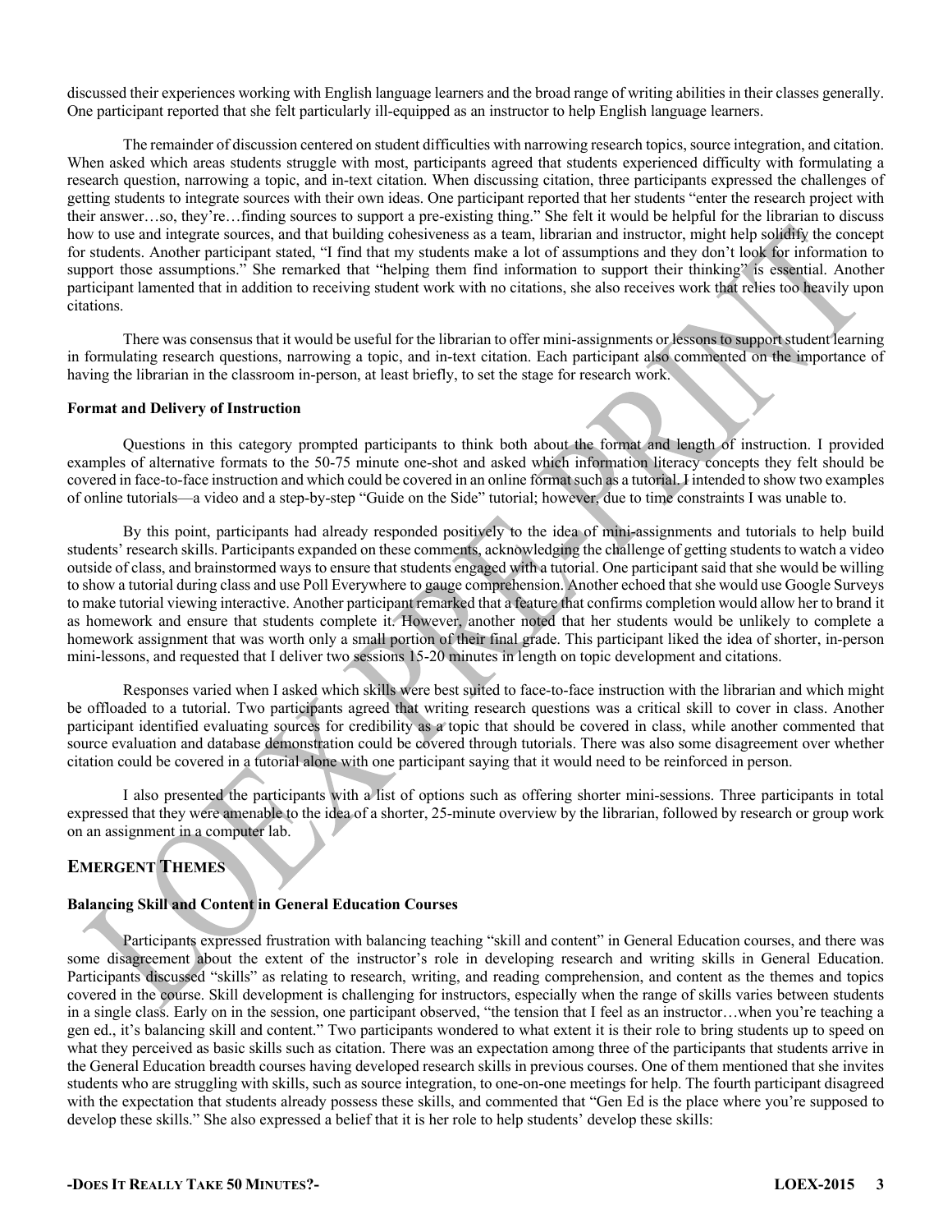discussed their experiences working with English language learners and the broad range of writing abilities in their classes generally. One participant reported that she felt particularly ill-equipped as an instructor to help English language learners.

The remainder of discussion centered on student difficulties with narrowing research topics, source integration, and citation. When asked which areas students struggle with most, participants agreed that students experienced difficulty with formulating a research question, narrowing a topic, and in-text citation. When discussing citation, three participants expressed the challenges of getting students to integrate sources with their own ideas. One participant reported that her students "enter the research project with their answer…so, they're…finding sources to support a pre-existing thing." She felt it would be helpful for the librarian to discuss how to use and integrate sources, and that building cohesiveness as a team, librarian and instructor, might help solidify the concept for students. Another participant stated, "I find that my students make a lot of assumptions and they don't look for information to support those assumptions." She remarked that "helping them find information to support their thinking" is essential. Another participant lamented that in addition to receiving student work with no citations, she also receives work that relies too heavily upon citations.

There was consensus that it would be useful for the librarian to offer mini-assignments or lessons to support student learning in formulating research questions, narrowing a topic, and in-text citation. Each participant also commented on the importance of having the librarian in the classroom in-person, at least briefly, to set the stage for research work.

### Format and Delivery of Instruction

Questions in this category prompted participants to think both about the format and length of instruction. I provided examples of alternative formats to the 50-75 minute one-shot and asked which information literacy concepts they felt should be covered in face-to-face instruction and which could be covered in an online format such as a tutorial. I intended to show two examples of online tutorials—a video and a step-by-step "Guide on the Side" tutorial; however, due to time constraints I was unable to.

By this point, participants had already responded positively to the idea of mini-assignments and tutorials to help build students' research skills. Participants expanded on these comments, acknowledging the challenge of getting students to watch a video outside of class, and brainstormed ways to ensure that students engaged with a tutorial. One participant said that she would be willing to show a tutorial during class and use Poll Everywhere to gauge comprehension. Another echoed that she would use Google Surveys to make tutorial viewing interactive. Another participant remarked that a feature that confirms completion would allow her to brand it as homework and ensure that students complete it. However, another noted that her students would be unlikely to complete a homework assignment that was worth only a small portion of their final grade. This participant liked the idea of shorter, in-person mini-lessons, and requested that I deliver two sessions 15-20 minutes in length on topic development and citations.

Responses varied when I asked which skills were best suited to face-to-face instruction with the librarian and which might be offloaded to a tutorial. Two participants agreed that writing research questions was a critical skill to cover in class. Another participant identified evaluating sources for credibility as a topic that should be covered in class, while another commented that source evaluation and database demonstration could be covered through tutorials. There was also some disagreement over whether citation could be covered in a tutorial alone with one participant saying that it would need to be reinforced in person.

I also presented the participants with a list of options such as offering shorter mini-sessions. Three participants in total expressed that they were amenable to the idea of a shorter, 25-minute overview by the librarian, followed by research or group work on an assignment in a computer lab.

## Emergent Themes

### Balancing Skill and Content in General Education Courses

Participants expressed frustration with balancing teaching "skill and content" in General Education courses, and there was some disagreement about the extent of the instructor's role in developing research and writing skills in General Education. Participants discussed "skills" as relating to research, writing, and reading comprehension, and content as the themes and topics covered in the course. Skill development is challenging for instructors, especially when the range of skills varies between students in a single class. Early on in the session, one participant observed, "the tension that I feel as an instructor…when you're teaching a gen ed., it's balancing skill and content." Two participants wondered to what extent it is their role to bring students up to speed on what they perceived as basic skills such as citation. There was an expectation among three of the participants that students arrive in the General Education breadth courses having developed research skills in previous courses. One of them mentioned that she invites students who are struggling with skills, such as source integration, to one-on-one meetings for help. The fourth participant disagreed with the expectation that students already possess these skills, and commented that "Gen Ed is the place where you're supposed to develop these skills." She also expressed a belief that it is her role to help students' develop these skills: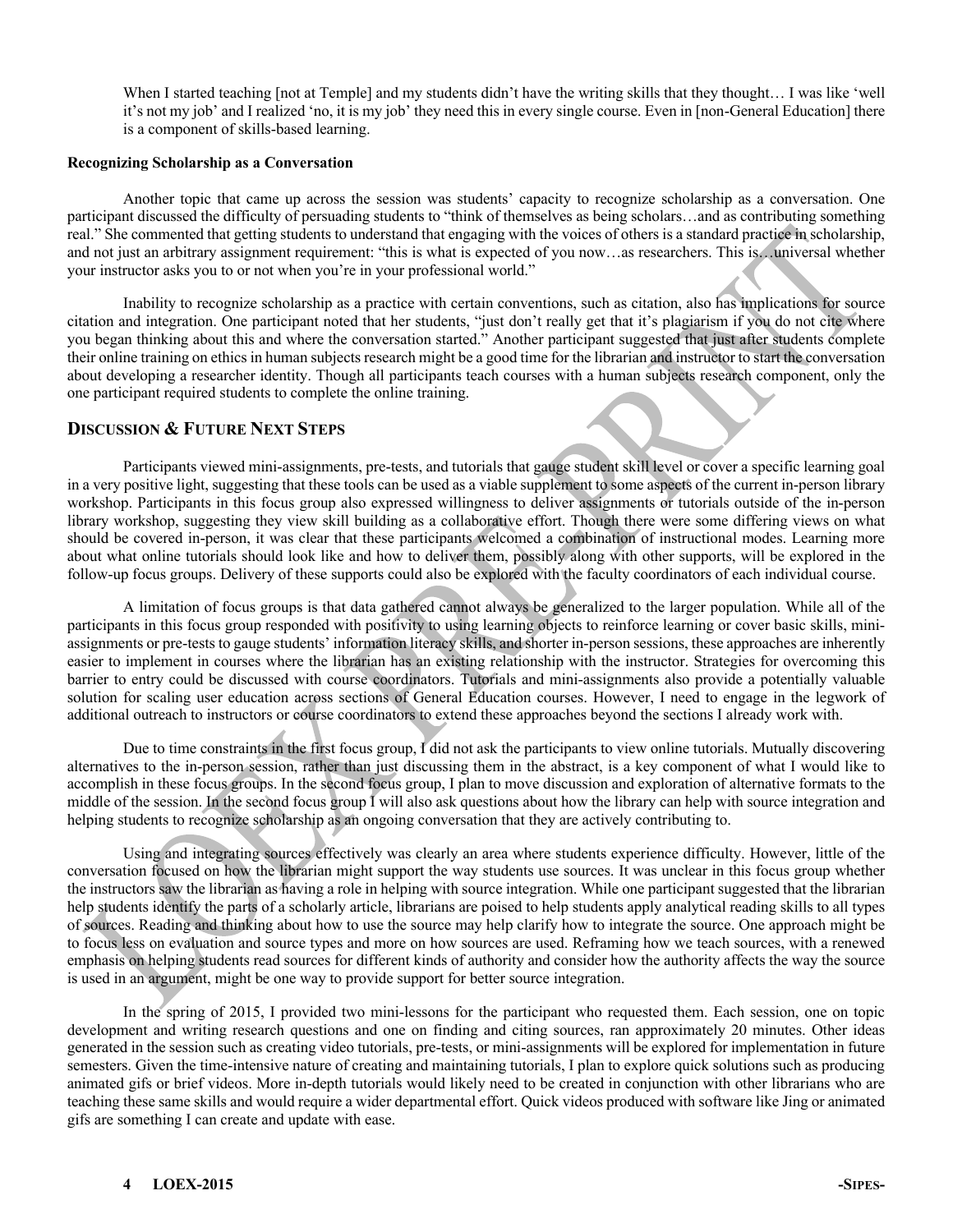When I started teaching [not at Temple] and my students didn't have the writing skills that they thought… I was like 'well it's not my job' and I realized 'no, it is my job' they need this in every single course. Even in [non-General Education] there is a component of skills-based learning.

**Recognizing Scholarship as a Conversation**

Another topic that came up across the session was students' capacity to recognize scholarship as a conversation. One participant discussed the difficulty of persuading students to "think of themselves as being scholars…and as contributing something real." She commented that getting students to understand that engaging with the voices of others is a standard practice in scholarship, and not just an arbitrary assignment requirement: "this is what is expected of you now…as researchers. This is…universal whether your instructor asks you to or not when you're in your professional world."

Inability to recognize scholarship as a practice with certain conventions, such as citation, also has implications for source citation and integration. One participant noted that her students, "just don't really get that it's plagiarism if you do not cite where you began thinking about this and where the conversation started." Another participant suggested that just after students complete their online training on ethics in human subjects research might be a good time for the librarian and instructor to start the conversation about developing a researcher identity. Though all participants teach courses with a human subjects research component, only the one participant required students to complete the online training.

## Discussion & Future Next Steps

Participants viewed mini-assignments, pre-tests, and tutorials that gauge student skill level or cover a specific learning goal in a very positive light, suggesting that these tools can be used as a viable supplement to some aspects of the current in-person library workshop. Participants in this focus group also expressed willingness to deliver assignments or tutorials outside of the in-person library workshop, suggesting they view skill building as a collaborative effort. Though there were some differing views on what should be covered in-person, it was clear that these participants welcomed a combination of instructional modes. Learning more about what online tutorials should look like and how to deliver them, possibly along with other supports, will be explored in the follow-up focus groups. Delivery of these supports could also be explored with the faculty coordinators of each individual course.

A limitation of focus groups is that data gathered cannot always be generalized to the larger population. While all of the participants in this focus group responded with positivity to using learning objects to reinforce learning or cover basic skills, mini-assignments or pre-tests to gauge students' information literacy skills, and shorter in-person sessions, these approaches are inherently easier to implement in courses where the librarian has an existing relationship with the instructor. Strategies for overcoming this barrier to entry could be discussed with course coordinators. Tutorials and mini-assignments also provide a potentially valuable solution for scaling user education across sections of General Education courses. However, I need to engage in the legwork of additional outreach to instructors or course coordinators to extend these approaches beyond the sections I already work with.

Due to time constraints in the first focus group, I did not ask the participants to view online tutorials. Mutually discovering alternatives to the in-person session, rather than just discussing them in the abstract, is a key component of what I would like to accomplish in these focus groups. In the second focus group, I plan to move discussion and exploration of alternative formats to the middle of the session. In the second focus group I will also ask questions about how the library can help with source integration and helping students to recognize scholarship as an ongoing conversation that they are actively contributing to.

Using and integrating sources effectively was clearly an area where students experience difficulty. However, little of the conversation focused on how the librarian might support the way students use sources. It was unclear in this focus group whether the instructors saw the librarian as having a role in helping with source integration. While one participant suggested that the librarian help students identify the parts of a scholarly article, librarians are poised to help students apply analytical reading skills to all types of sources. Reading and thinking about how to use the source may help clarify how to integrate the source. One approach might be to focus less on evaluation and source types and more on how sources are used. Reframing how we teach sources, with a renewed emphasis on helping students read sources for different kinds of authority and consider how the authority affects the way the source is used in an argument, might be one way to provide support for better source integration.

In the spring of 2015, I provided two mini-lessons for the participant who requested them. Each session, one on topic development and writing research questions and one on finding and citing sources, ran approximately 20 minutes. Other ideas generated in the session such as creating video tutorials, pre-tests, or mini-assignments will be explored for implementation in future semesters. Given the time-intensive nature of creating and maintaining tutorials, I plan to explore quick solutions such as producing animated gifs or brief videos. More in-depth tutorials would likely need to be created in conjunction with other librarians who are teaching these same skills and would require a wider departmental effort. Quick videos produced with software like Jing or animated gifs are something I can create and update with ease.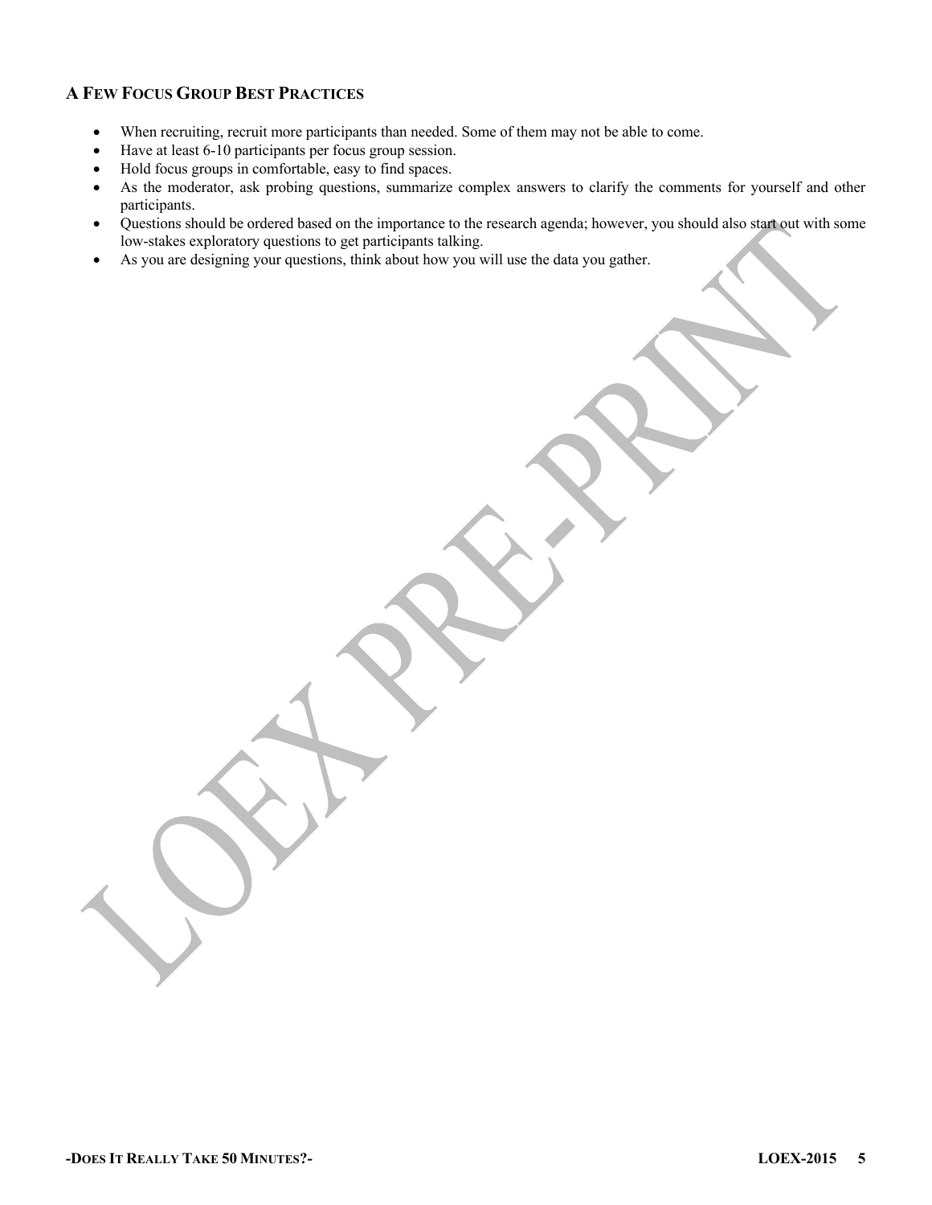### A Few Focus Group Best Practices

- When recruiting, recruit more participants than needed. Some of them may not be able to come.
- Have at least 6-10 participants per focus group session.
- Hold focus groups in comfortable, easy to find spaces.
- As the moderator, ask probing questions, summarize complex answers to clarify the comments for yourself and other participants.
- Questions should be ordered based on the importance to the research agenda; however, you should also start out with some low-stakes exploratory questions to get participants talking.
- As you are designing your questions, think about how you will use the data you gather.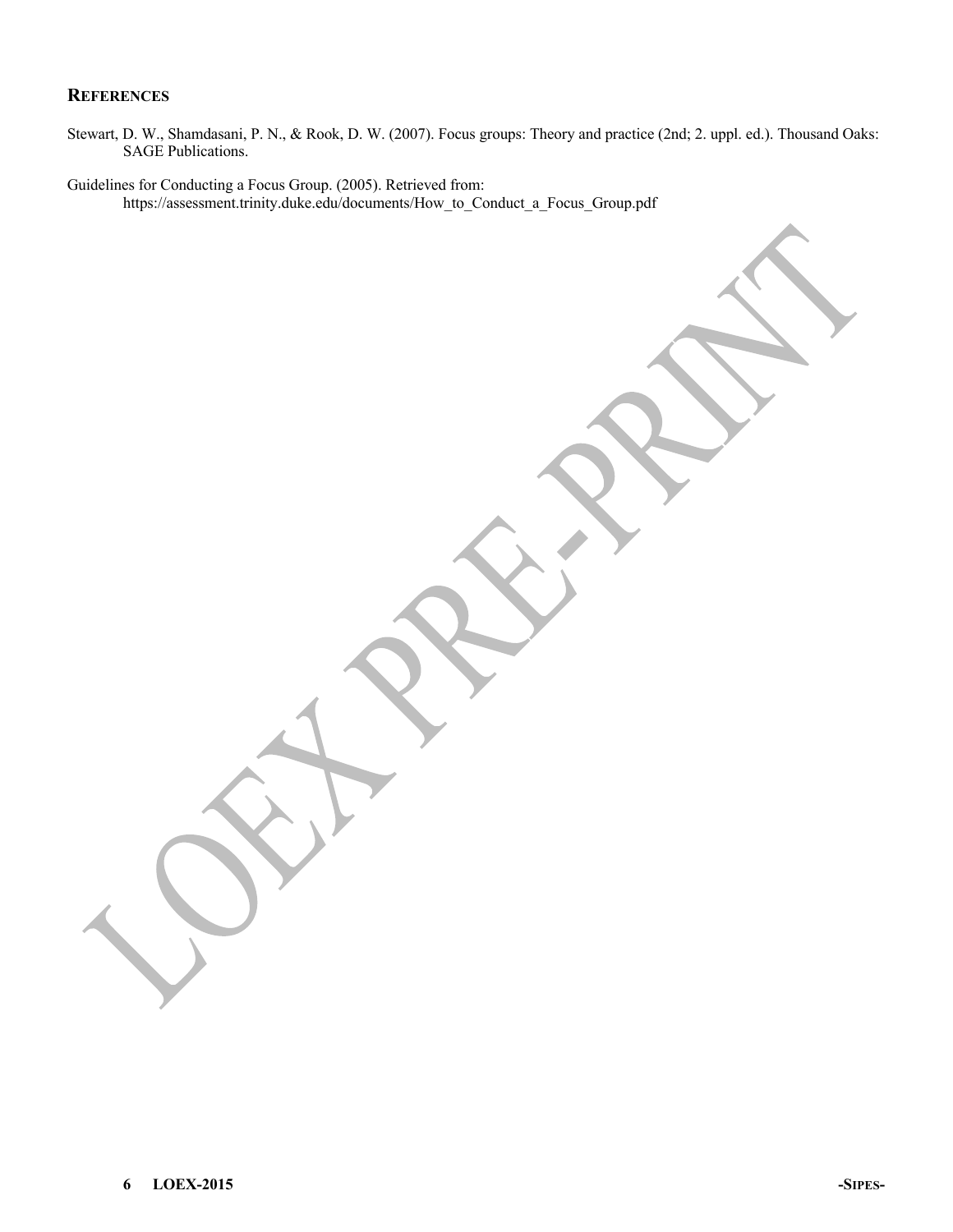## REFERENCES

Stewart, D. W., Shamdasani, P. N., & Rook, D. W. (2007). Focus groups: Theory and practice (2nd; 2. uppl. ed.). Thousand Oaks: SAGE Publications.

Guidelines for Conducting a Focus Group. (2005). Retrieved from: https://assessment.trinity.duke.edu/documents/How_to_Conduct_a_Focus_Group.pdf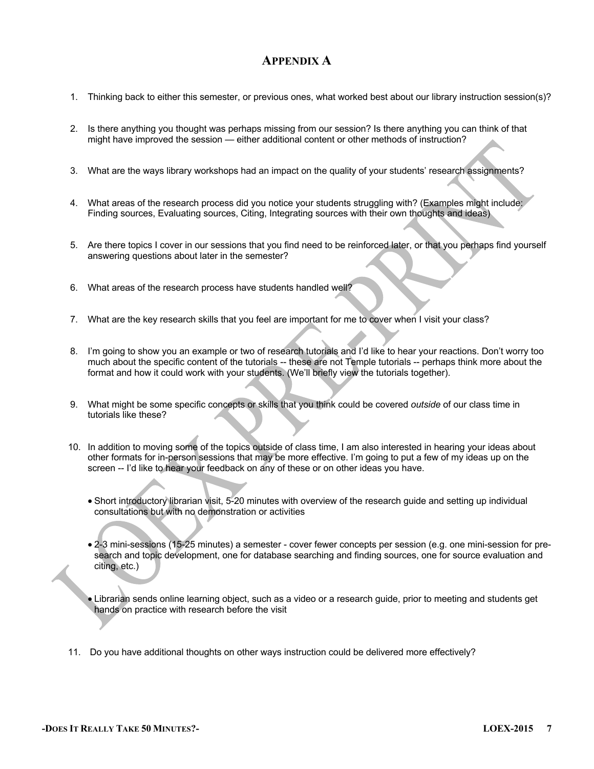## APPENDIX A

1. Thinking back to either this semester, or previous ones, what worked best about our library instruction session(s)?

2. Is there anything you thought was perhaps missing from our session? Is there anything you can think of that might have improved the session — either additional content or other methods of instruction?

3. What are the ways library workshops had an impact on the quality of your students' research assignments?

4. What areas of the research process did you notice your students struggling with? (Examples might include: Finding sources, Evaluating sources, Citing, Integrating sources with their own thoughts and ideas)

5. Are there topics I cover in our sessions that you find need to be reinforced later, or that you perhaps find yourself answering questions about later in the semester?

6. What areas of the research process have students handled well?

7. What are the key research skills that you feel are important for me to cover when I visit your class?

8. I'm going to show you an example or two of research tutorials and I'd like to hear your reactions. Don't worry too much about the specific content of the tutorials -- these are not Temple tutorials -- perhaps think more about the format and how it could work with your students. (We'll briefly view the tutorials together).

9. What might be some specific concepts or skills that you think could be covered *outside* of our class time in tutorials like these?

10. In addition to moving some of the topics outside of class time, I am also interested in hearing your ideas about other formats for in-person sessions that may be more effective. I'm going to put a few of my ideas up on the screen -- I'd like to hear your feedback on any of these or on other ideas you have.

    - Short introductory librarian visit, 5-20 minutes with overview of the research guide and setting up individual consultations but with no demonstration or activities

    - 2-3 mini-sessions (15-25 minutes) a semester - cover fewer concepts per session (e.g. one mini-session for pre-search and topic development, one for database searching and finding sources, one for source evaluation and citing, etc.)

    - Librarian sends online learning object, such as a video or a research guide, prior to meeting and students get hands on practice with research before the visit

11. Do you have additional thoughts on other ways instruction could be delivered more effectively?